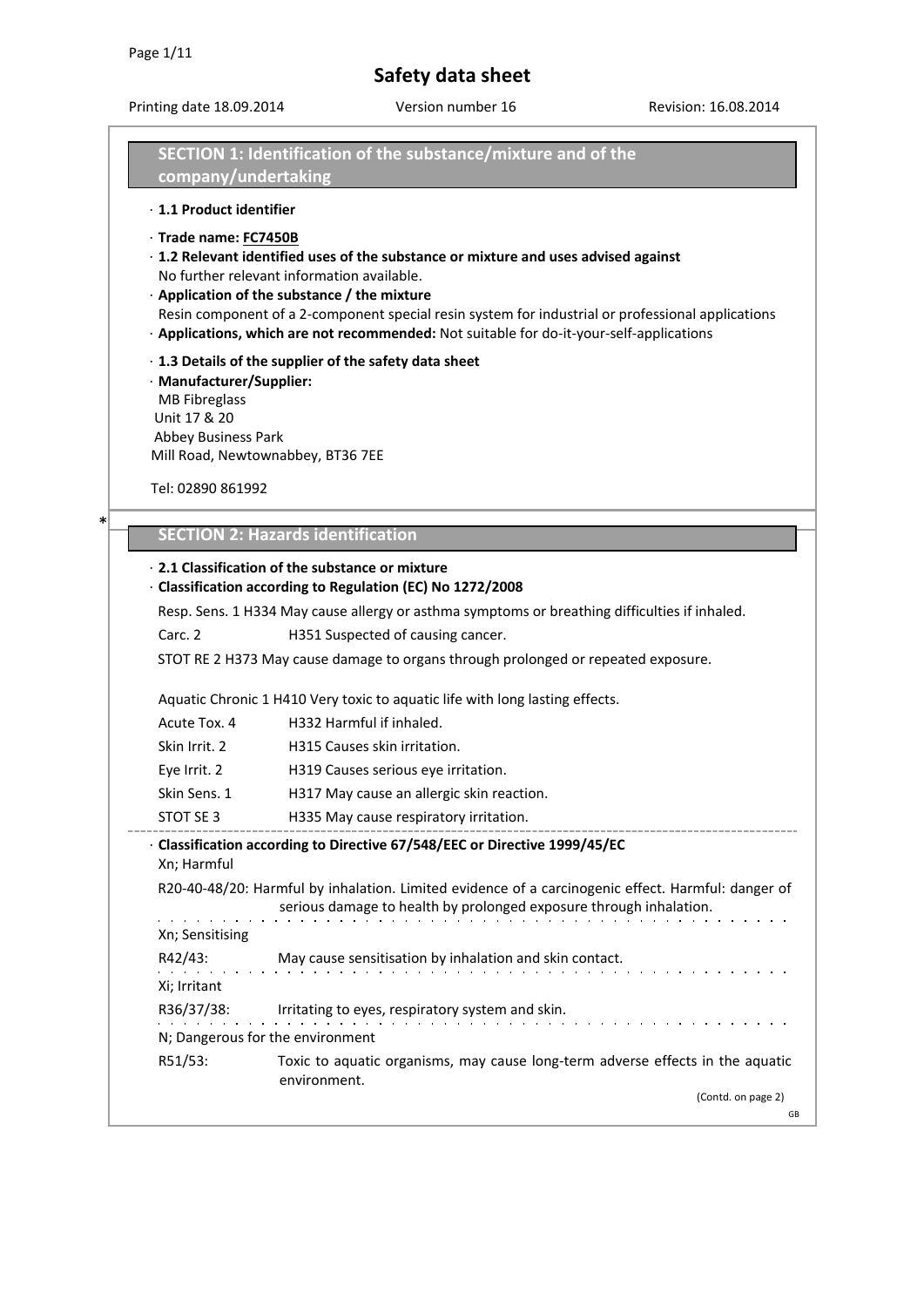# Safety data sheet

Printing date 18.09.2014 | Version number 16 | Revision: 16.08.2014

## SECTION 1: Identification of the substance/mixture and of the company/undertaking

· **1.1 Product identifier**

· **Trade name: FC7450B**

· **1.2 Relevant identified uses of the substance or mixture and uses advised against**
No further relevant information available.

· **Application of the substance / the mixture**
Resin component of a 2-component special resin system for industrial or professional applications

· **Applications, which are not recommended:** Not suitable for do-it-your-self-applications

· **1.3 Details of the supplier of the safety data sheet**

· **Manufacturer/Supplier:**
MB Fibreglass
Unit 17 & 20
Abbey Business Park
Mill Road, Newtownabbey, BT36 7EE

Tel: 02890 861992

*

## SECTION 2: Hazards identification

· **2.1 Classification of the substance or mixture**

· **Classification according to Regulation (EC) No 1272/2008**

Resp. Sens. 1 H334 May cause allergy or asthma symptoms or breathing difficulties if inhaled.

Carc. 2 H351 Suspected of causing cancer.

STOT RE 2 H373 May cause damage to organs through prolonged or repeated exposure.

Aquatic Chronic 1 H410 Very toxic to aquatic life with long lasting effects.

| | |
|---|---|
| Acute Tox. 4 | H332 Harmful if inhaled. |
| Skin Irrit. 2 | H315 Causes skin irritation. |
| Eye Irrit. 2 | H319 Causes serious eye irritation. |
| Skin Sens. 1 | H317 May cause an allergic skin reaction. |
| STOT SE 3 | H335 May cause respiratory irritation. |

· **Classification according to Directive 67/548/EEC or Directive 1999/45/EC**

Xn; Harmful

R20-40-48/20: Harmful by inhalation. Limited evidence of a carcinogenic effect. Harmful: danger of serious damage to health by prolonged exposure through inhalation.

Xn; Sensitising

R42/43: May cause sensitisation by inhalation and skin contact.

Xi; Irritant

R36/37/38: Irritating to eyes, respiratory system and skin.

N; Dangerous for the environment

R51/53: Toxic to aquatic organisms, may cause long-term adverse effects in the aquatic environment.

(Contd. on page 2)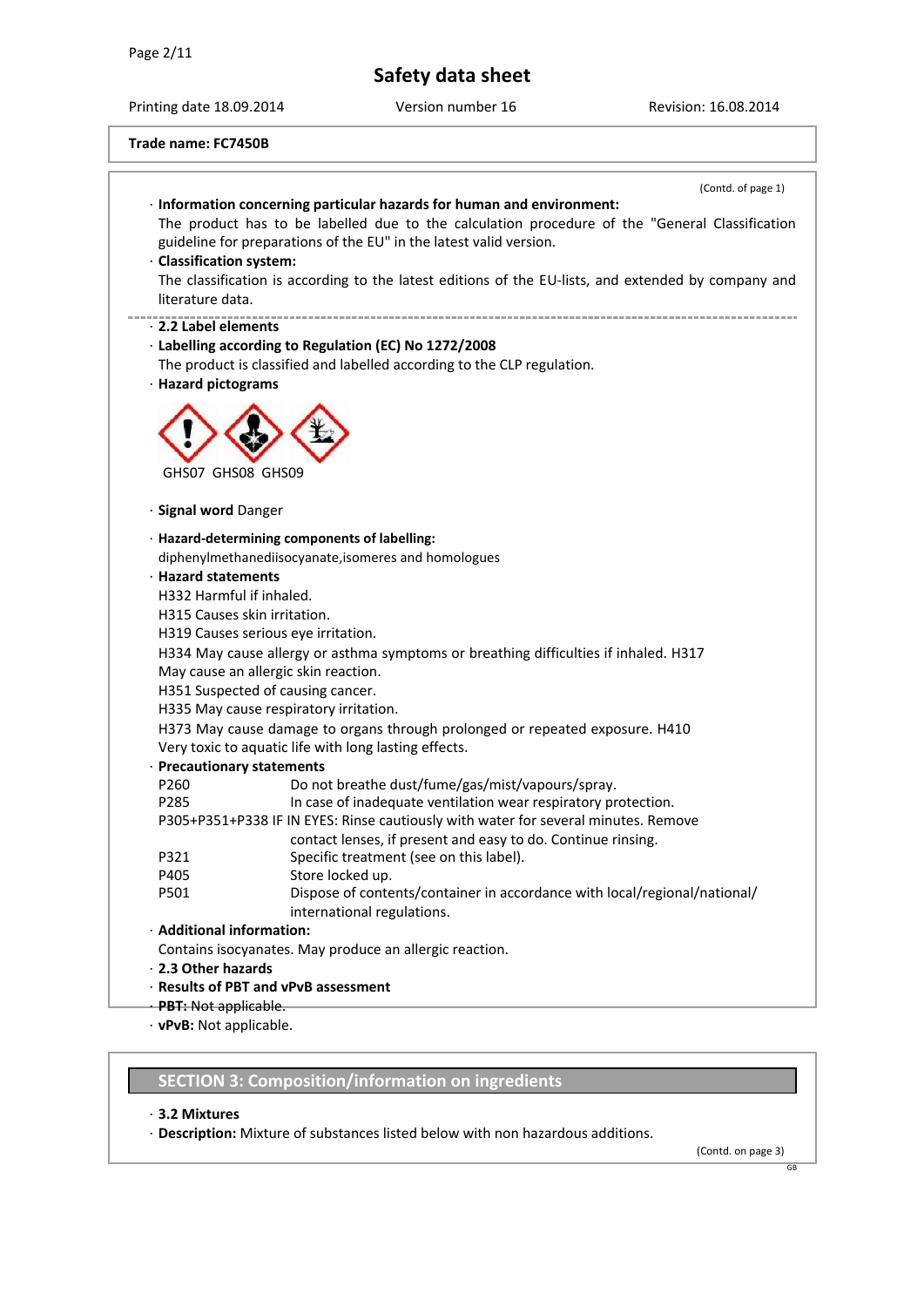**Trade name: FC7450B**

(Contd. of page 1)

· **Information concerning particular hazards for human and environment:**
The product has to be labelled due to the calculation procedure of the "General Classification guideline for preparations of the EU" in the latest valid version.

· **Classification system:**
The classification is according to the latest editions of the EU-lists, and extended by company and literature data.

· **2.2 Label elements**

· **Labelling according to Regulation (EC) No 1272/2008**
The product is classified and labelled according to the CLP regulation.

· **Hazard pictograms**

GHS07 GHS08 GHS09

· **Signal word** Danger

· **Hazard-determining components of labelling:**
diphenylmethanediisocyanate,isomeres and homologues

· **Hazard statements**
H332 Harmful if inhaled.
H315 Causes skin irritation.
H319 Causes serious eye irritation.
H334 May cause allergy or asthma symptoms or breathing difficulties if inhaled. H317 May cause an allergic skin reaction.
H351 Suspected of causing cancer.
H335 May cause respiratory irritation.
H373 May cause damage to organs through prolonged or repeated exposure. H410 Very toxic to aquatic life with long lasting effects.

· **Precautionary statements**

| | |
|---|---|
| P260 | Do not breathe dust/fume/gas/mist/vapours/spray. |
| P285 | In case of inadequate ventilation wear respiratory protection. |
| P305+P351+P338 | IF IN EYES: Rinse cautiously with water for several minutes. Remove contact lenses, if present and easy to do. Continue rinsing. |
| P321 | Specific treatment (see on this label). |
| P405 | Store locked up. |
| P501 | Dispose of contents/container in accordance with local/regional/national/ international regulations. |

· **Additional information:**
Contains isocyanates. May produce an allergic reaction.

· **2.3 Other hazards**

· **Results of PBT and vPvB assessment**

· **PBT:** Not applicable.

· **vPvB:** Not applicable.

## SECTION 3: Composition/information on ingredients

· **3.2 Mixtures**

· **Description:** Mixture of substances listed below with non hazardous additions.

(Contd. on page 3)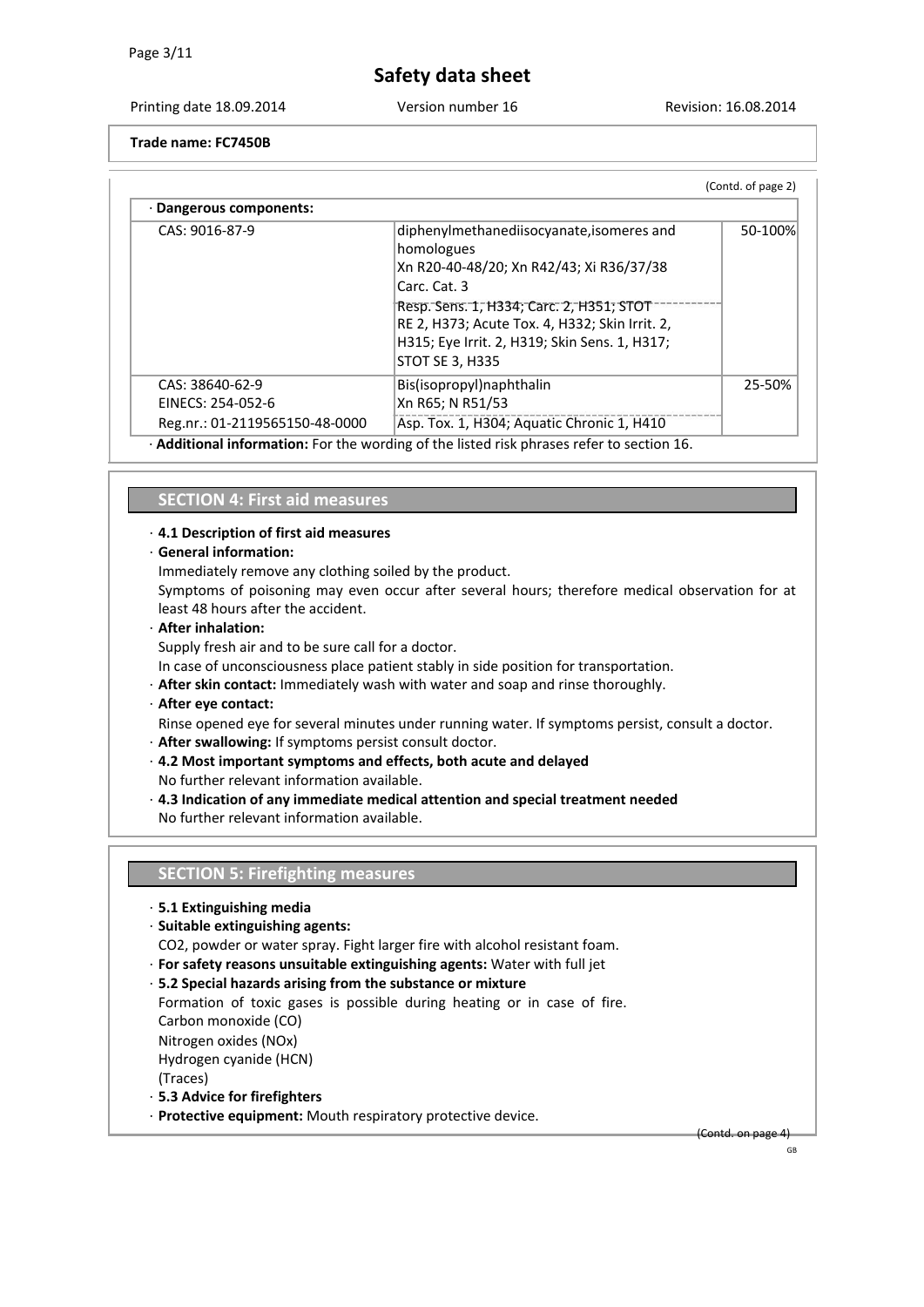Trade name: FC7450B

(Contd. of page 2)

· **Dangerous components:**

| | | |
|---|---|---|
| CAS: 9016-87-9 | diphenylmethanediisocyanate,isomeres and homologues<br>Xn R20-40-48/20; Xn R42/43; Xi R36/37/38<br>Carc. Cat. 3<br>Resp. Sens. 1, H334; Carc. 2, H351; STOT RE 2, H373; Acute Tox. 4, H332; Skin Irrit. 2, H315; Eye Irrit. 2, H319; Skin Sens. 1, H317; STOT SE 3, H335 | 50-100% |
| CAS: 38640-62-9<br>EINECS: 254-052-6<br>Reg.nr.: 01-2119565150-48-0000 | Bis(isopropyl)naphthalin<br>Xn R65; N R51/53<br>Asp. Tox. 1, H304; Aquatic Chronic 1, H410 | 25-50% |

· **Additional information:** For the wording of the listed risk phrases refer to section 16.

## SECTION 4: First aid measures

· **4.1 Description of first aid measures**

· **General information:**
Immediately remove any clothing soiled by the product.
Symptoms of poisoning may even occur after several hours; therefore medical observation for at least 48 hours after the accident.

· **After inhalation:**
Supply fresh air and to be sure call for a doctor.
In case of unconsciousness place patient stably in side position for transportation.

· **After skin contact:** Immediately wash with water and soap and rinse thoroughly.

· **After eye contact:**
Rinse opened eye for several minutes under running water. If symptoms persist, consult a doctor.

· **After swallowing:** If symptoms persist consult doctor.

· **4.2 Most important symptoms and effects, both acute and delayed**
No further relevant information available.

· **4.3 Indication of any immediate medical attention and special treatment needed**
No further relevant information available.

## SECTION 5: Firefighting measures

· **5.1 Extinguishing media**

· **Suitable extinguishing agents:**
$CO_2$, powder or water spray. Fight larger fire with alcohol resistant foam.

· **For safety reasons unsuitable extinguishing agents:** Water with full jet

· **5.2 Special hazards arising from the substance or mixture**
Formation of toxic gases is possible during heating or in case of fire.
Carbon monoxide (CO)
Nitrogen oxides ($NO_x$)
Hydrogen cyanide (HCN)
(Traces)

· **5.3 Advice for firefighters**

· **Protective equipment:** Mouth respiratory protective device.

(Contd. on page 4)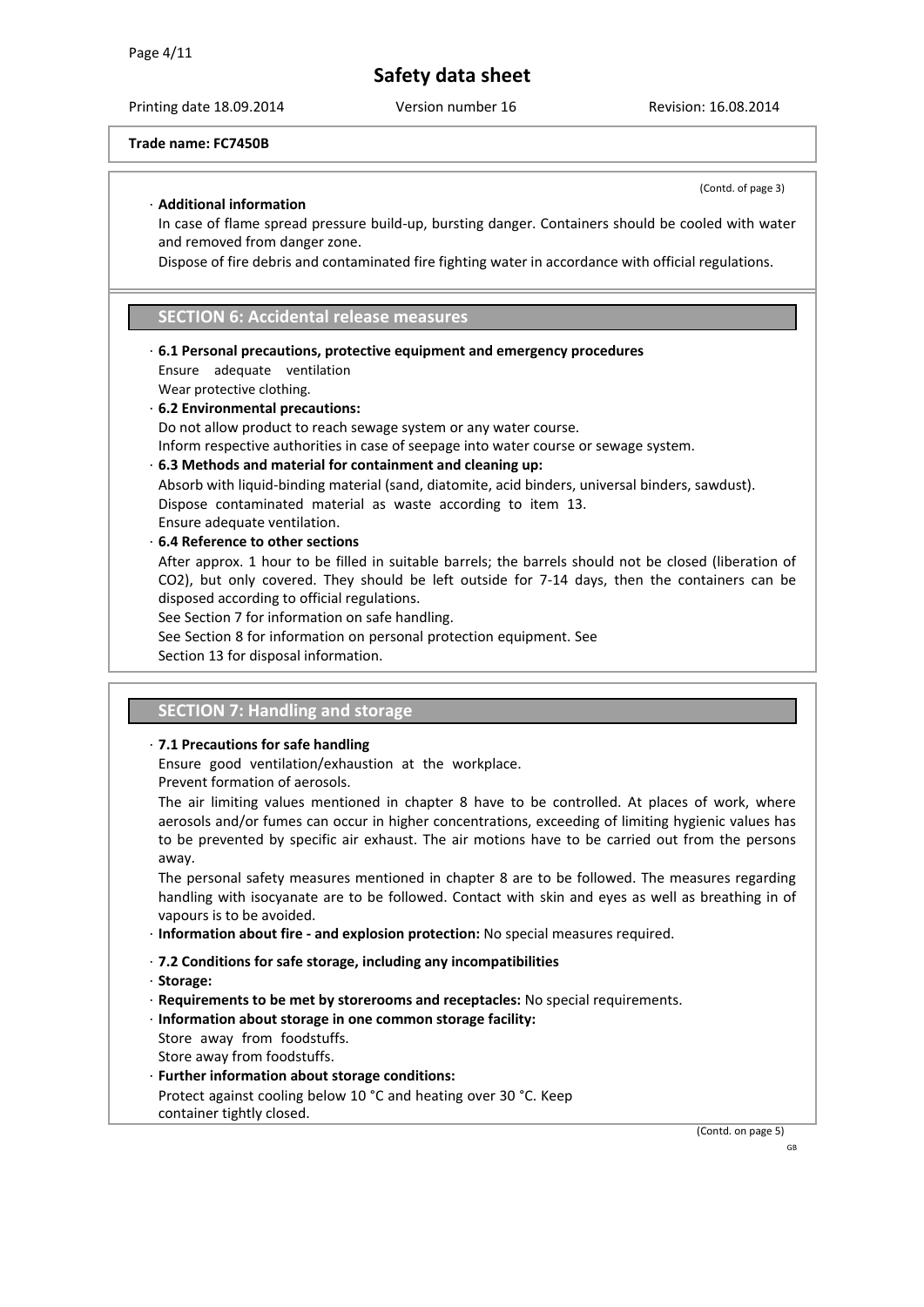**Trade name: FC7450B**

(Contd. of page 3)

· **Additional information**

In case of flame spread pressure build-up, bursting danger. Containers should be cooled with water and removed from danger zone.

Dispose of fire debris and contaminated fire fighting water in accordance with official regulations.

## SECTION 6: Accidental release measures

· **6.1 Personal precautions, protective equipment and emergency procedures**

Ensure adequate ventilation

Wear protective clothing.

· **6.2 Environmental precautions:**

Do not allow product to reach sewage system or any water course.

Inform respective authorities in case of seepage into water course or sewage system.

· **6.3 Methods and material for containment and cleaning up:**

Absorb with liquid-binding material (sand, diatomite, acid binders, universal binders, sawdust).

Dispose contaminated material as waste according to item 13.

Ensure adequate ventilation.

· **6.4 Reference to other sections**

After approx. 1 hour to be filled in suitable barrels; the barrels should not be closed (liberation of $CO_2$), but only covered. They should be left outside for 7-14 days, then the containers can be disposed according to official regulations.

See Section 7 for information on safe handling.

See Section 8 for information on personal protection equipment. See Section 13 for disposal information.

## SECTION 7: Handling and storage

· **7.1 Precautions for safe handling**

Ensure good ventilation/exhaustion at the workplace.

Prevent formation of aerosols.

The air limiting values mentioned in chapter 8 have to be controlled. At places of work, where aerosols and/or fumes can occur in higher concentrations, exceeding of limiting hygienic values has to be prevented by specific air exhaust. The air motions have to be carried out from the persons away.

The personal safety measures mentioned in chapter 8 are to be followed. The measures regarding handling with isocyanate are to be followed. Contact with skin and eyes as well as breathing in of vapours is to be avoided.

· **Information about fire - and explosion protection:** No special measures required.

· **7.2 Conditions for safe storage, including any incompatibilities**

· **Storage:**

· **Requirements to be met by storerooms and receptacles:** No special requirements.

· **Information about storage in one common storage facility:**

Store away from foodstuffs.

Store away from foodstuffs.

· **Further information about storage conditions:**

Protect against cooling below 10 °C and heating over 30 °C. Keep container tightly closed.

(Contd. on page 5)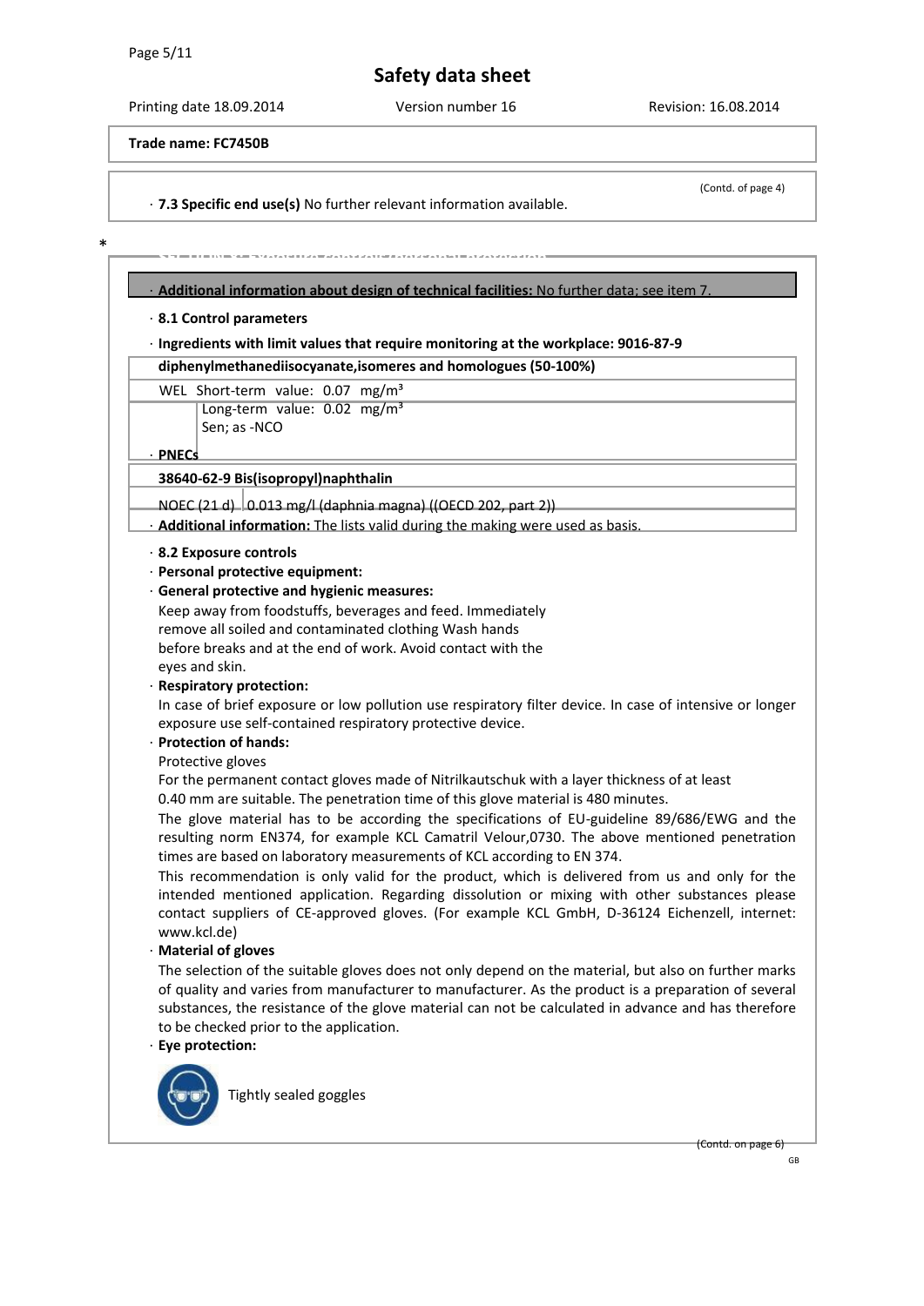**Trade name: FC7450B**

(Contd. of page 4)

· **7.3 Specific end use(s)** No further relevant information available.

\*

## SECTION 8: Exposure controls/personal protection

· **Additional information about design of technical facilities:** No further data; see item 7.

· **8.1 Control parameters**

· **Ingredients with limit values that require monitoring at the workplace: 9016-87-9**

| **diphenylmethanediisocyanate,isomeres and homologues (50-100%)** |
|---|
| WEL Short-term value: 0.07 mg/m³<br>Long-term value: 0.02 mg/m³<br>Sen; as -NCO |

· **PNECs**

| **38640-62-9 Bis(isopropyl)naphthalin** | |
|---|---|
| NOEC (21 d) | 0.013 mg/l (daphnia magna) ((OECD 202, part 2)) |

· **Additional information:** The lists valid during the making were used as basis.

· **8.2 Exposure controls**

· **Personal protective equipment:**

· **General protective and hygienic measures:**

Keep away from foodstuffs, beverages and feed. Immediately remove all soiled and contaminated clothing Wash hands before breaks and at the end of work. Avoid contact with the eyes and skin.

· **Respiratory protection:**

In case of brief exposure or low pollution use respiratory filter device. In case of intensive or longer exposure use self-contained respiratory protective device.

· **Protection of hands:**

Protective gloves

For the permanent contact gloves made of Nitrilkautschuk with a layer thickness of at least 0.40 mm are suitable. The penetration time of this glove material is 480 minutes.

The glove material has to be according the specifications of EU-guideline 89/686/EWG and the resulting norm EN374, for example KCL Camatril Velour,0730. The above mentioned penetration times are based on laboratory measurements of KCL according to EN 374.

This recommendation is only valid for the product, which is delivered from us and only for the intended mentioned application. Regarding dissolution or mixing with other substances please contact suppliers of CE-approved gloves. (For example KCL GmbH, D-36124 Eichenzell, internet: www.kcl.de)

· **Material of gloves**

The selection of the suitable gloves does not only depend on the material, but also on further marks of quality and varies from manufacturer to manufacturer. As the product is a preparation of several substances, the resistance of the glove material can not be calculated in advance and has therefore to be checked prior to the application.

· **Eye protection:**

Tightly sealed goggles

(Contd. on page 6)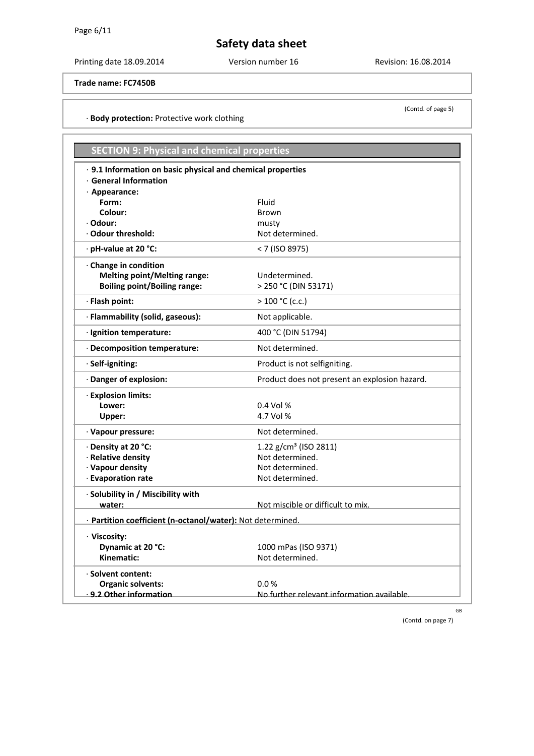**Safety data sheet**

Printing date 18.09.2014 | Version number 16 | Revision: 16.08.2014

**Trade name: FC7450B**

(Contd. of page 5)

· **Body protection:** Protective work clothing

## SECTION 9: Physical and chemical properties

· **9.1 Information on basic physical and chemical properties**

· **General Information**

| Property | Value |
|---|---|
| · **Appearance:** | |
| **Form:** | Fluid |
| **Colour:** | Brown |
| · **Odour:** | musty |
| · **Odour threshold:** | Not determined. |
| · **pH-value at 20 °C:** | < 7 (ISO 8975) |
| · **Change in condition** | |
| **Melting point/Melting range:** | Undetermined. |
| **Boiling point/Boiling range:** | > 250 °C (DIN 53171) |
| · **Flash point:** | > 100 °C (c.c.) |
| · **Flammability (solid, gaseous):** | Not applicable. |
| · **Ignition temperature:** | 400 °C (DIN 51794) |
| · **Decomposition temperature:** | Not determined. |
| · **Self-igniting:** | Product is not selfigniting. |
| · **Danger of explosion:** | Product does not present an explosion hazard. |
| · **Explosion limits:** | |
| **Lower:** | 0.4 Vol % |
| **Upper:** | 4.7 Vol % |
| · **Vapour pressure:** | Not determined. |
| · **Density at 20 °C:** | 1.22 g/cm³ (ISO 2811) |
| · **Relative density** | Not determined. |
| · **Vapour density** | Not determined. |
| · **Evaporation rate** | Not determined. |
| · **Solubility in / Miscibility with water:** | Not miscible or difficult to mix. |
| · **Partition coefficient (n-octanol/water):** | Not determined. |
| · **Viscosity:** | |
| **Dynamic at 20 °C:** | 1000 mPas (ISO 9371) |
| **Kinematic:** | Not determined. |
| · **Solvent content:** | |
| **Organic solvents:** | 0.0 % |
| · **9.2 Other information** | No further relevant information available. |

(Contd. on page 7)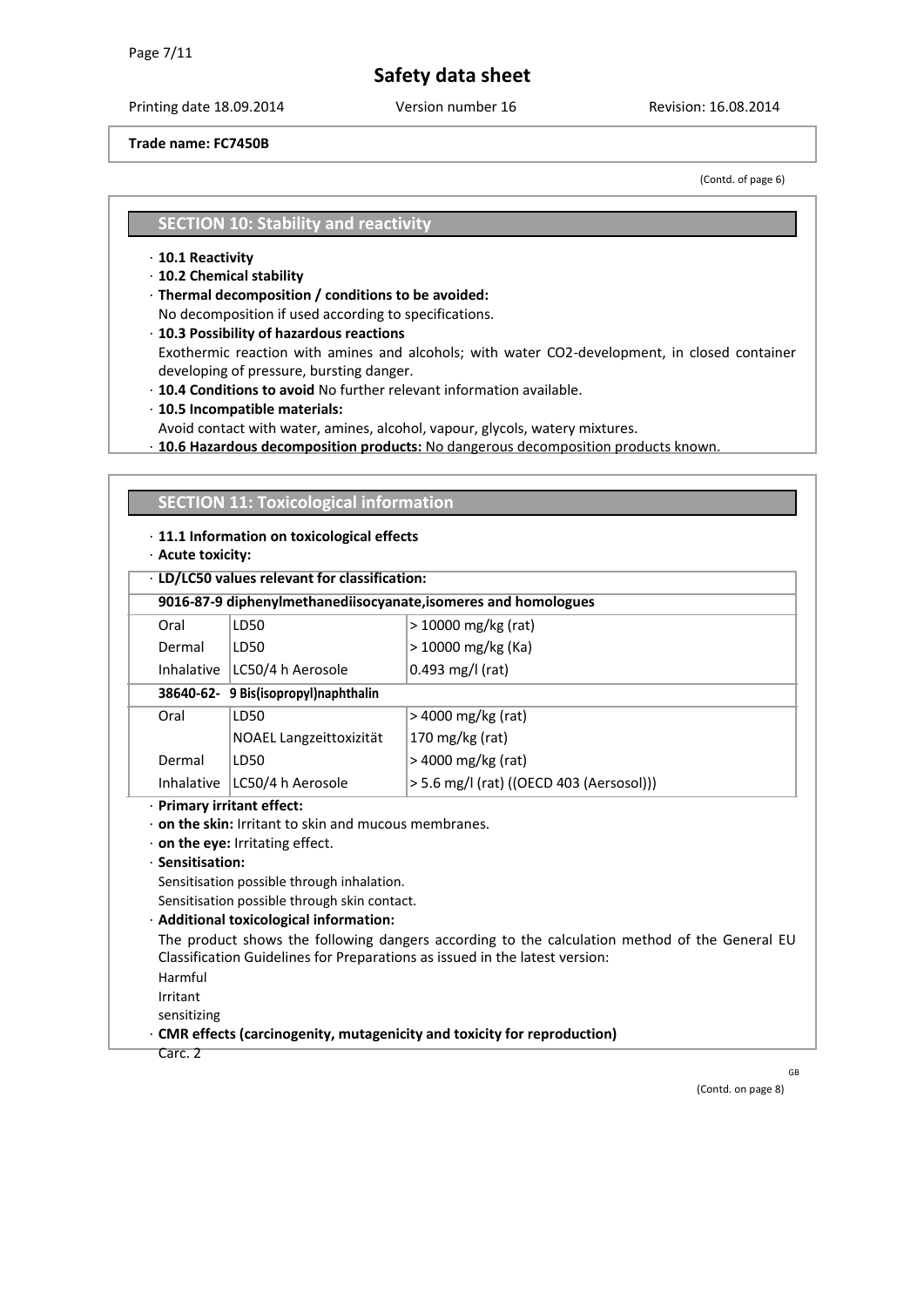Trade name: FC7450B

(Contd. of page 6)

## SECTION 10: Stability and reactivity

· **10.1 Reactivity**

· **10.2 Chemical stability**

· **Thermal decomposition / conditions to be avoided:**
No decomposition if used according to specifications.

· **10.3 Possibility of hazardous reactions**
Exothermic reaction with amines and alcohols; with water $CO_2$-development, in closed container developing of pressure, bursting danger.

· **10.4 Conditions to avoid** No further relevant information available.

· **10.5 Incompatible materials:**
Avoid contact with water, amines, alcohol, vapour, glycols, watery mixtures.

· **10.6 Hazardous decomposition products:** No dangerous decomposition products known.

## SECTION 11: Toxicological information

· **11.1 Information on toxicological effects**

· **Acute toxicity:**

| · **LD/LC50 values relevant for classification:** | | |
|---|---|---|
| **9016-87-9 diphenylmethanediisocyanate,isomeres and homologues** | | |
| Oral | LD50 | > 10000 mg/kg (rat) |
| Dermal | LD50 | > 10000 mg/kg (Ka) |
| Inhalative | LC50/4 h Aerosole | 0.493 mg/l (rat) |
| **38640-62- 9 Bis(isopropyl)naphthalin** | | |
| Oral | LD50 | > 4000 mg/kg (rat) |
| | NOAEL Langzeittoxizität | 170 mg/kg (rat) |
| Dermal | LD50 | > 4000 mg/kg (rat) |
| Inhalative | LC50/4 h Aerosole | > 5.6 mg/l (rat) ((OECD 403 (Aersosol))) |

· **Primary irritant effect:**

· **on the skin:** Irritant to skin and mucous membranes.

· **on the eye:** Irritating effect.

· **Sensitisation:**
Sensitisation possible through inhalation.
Sensitisation possible through skin contact.

· **Additional toxicological information:**
The product shows the following dangers according to the calculation method of the General EU Classification Guidelines for Preparations as issued in the latest version:
Harmful
Irritant
sensitizing

· **CMR effects (carcinogenity, mutagenicity and toxicity for reproduction)**
Carc. 2

GB

(Contd. on page 8)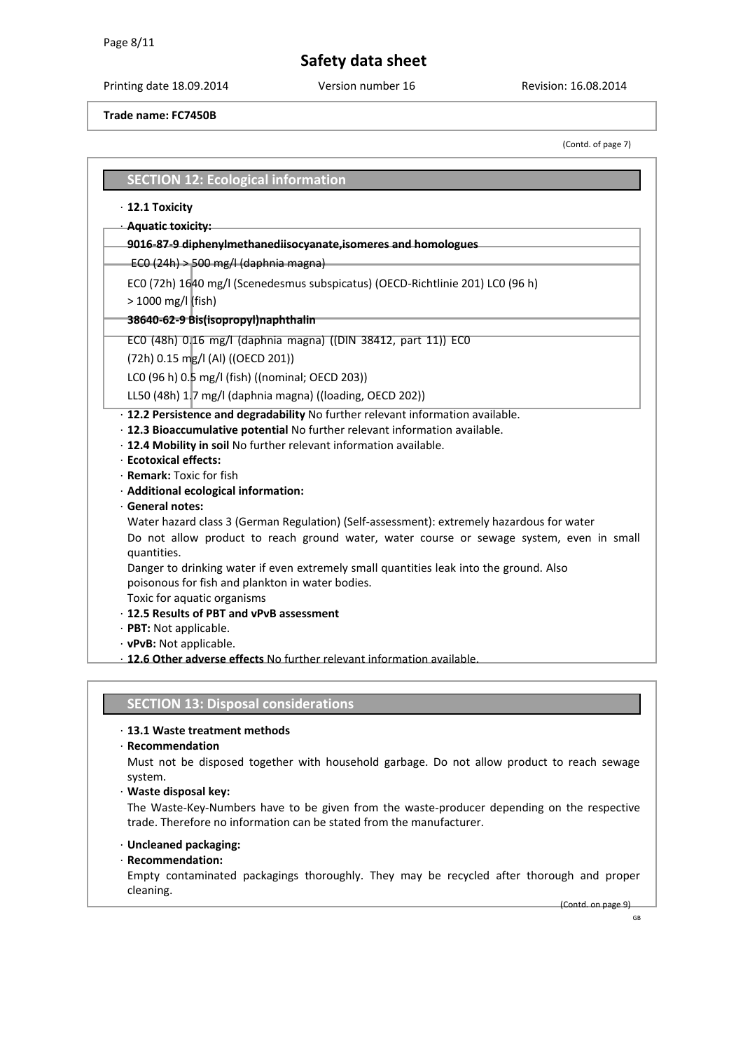(Contd. of page 7)

## SECTION 12: Ecological information

· **12.1 Toxicity**

· **Aquatic toxicity:**

| | |
|---|---|
| **9016-87-9 diphenylmethanediisocyanate,isomeres and homologues** | |
| EC0 (24h) | > 500 mg/l (daphnia magna) |
| EC0 (72h) | 1640 mg/l (Scenedesmus subspicatus) (OECD-Richtlinie 201) LC0 (96 h) > 1000 mg/l (fish) |
| **38640-62-9 Bis(isopropyl)naphthalin** | |
| EC0 (48h) | 0.16 mg/l (daphnia magna) ((DIN 38412, part 11)) EC0 (72h) 0.15 mg/l (Al) ((OECD 201)) |
| LC0 (96 h) | 0.5 mg/l (fish) ((nominal; OECD 203)) |
| LL50 (48h) | 1.7 mg/l (daphnia magna) ((loading, OECD 202)) |

· **12.2 Persistence and degradability** No further relevant information available.

· **12.3 Bioaccumulative potential** No further relevant information available.

· **12.4 Mobility in soil** No further relevant information available.

· **Ecotoxical effects:**

· **Remark:** Toxic for fish

· **Additional ecological information:**

· **General notes:**

Water hazard class 3 (German Regulation) (Self-assessment): extremely hazardous for water

Do not allow product to reach ground water, water course or sewage system, even in small quantities.

Danger to drinking water if even extremely small quantities leak into the ground. Also poisonous for fish and plankton in water bodies.

Toxic for aquatic organisms

· **12.5 Results of PBT and vPvB assessment**

· **PBT:** Not applicable.

· **vPvB:** Not applicable.

· **12.6 Other adverse effects** No further relevant information available.

## SECTION 13: Disposal considerations

· **13.1 Waste treatment methods**

· **Recommendation**

Must not be disposed together with household garbage. Do not allow product to reach sewage system.

· **Waste disposal key:**

The Waste-Key-Numbers have to be given from the waste-producer depending on the respective trade. Therefore no information can be stated from the manufacturer.

· **Uncleaned packaging:**

· **Recommendation:**

Empty contaminated packagings thoroughly. They may be recycled after thorough and proper cleaning.

(Contd. on page 9)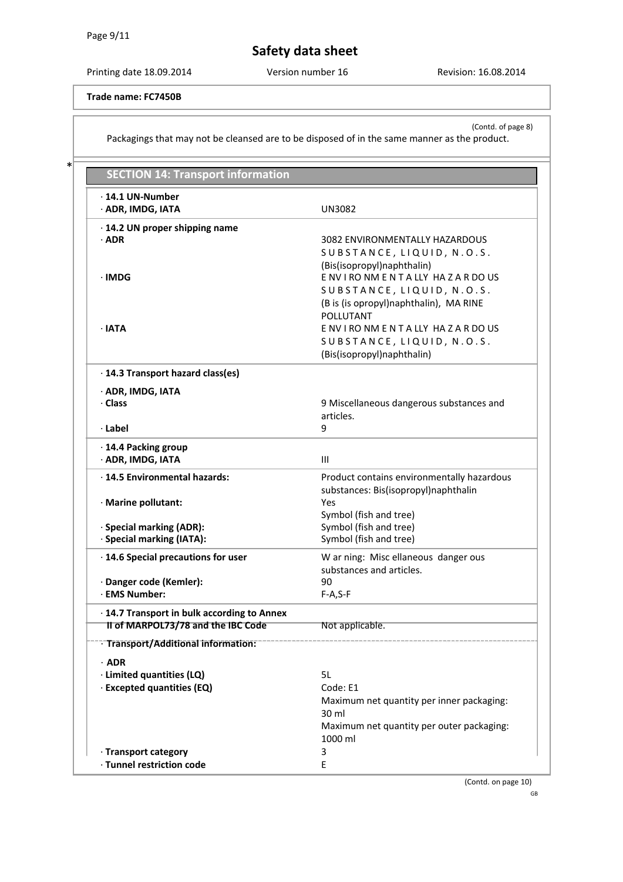Safety data sheet

Printing date 18.09.2014 Version number 16 Revision: 16.08.2014

**Trade name: FC7450B**

(Contd. of page 8)

Packagings that may not be cleansed are to be disposed of in the same manner as the product.

## SECTION 14: Transport information

| | |
|---|---|
| **· 14.1 UN-Number** | |
| **· ADR, IMDG, IATA** | UN3082 |
| **· 14.2 UN proper shipping name** | |
| **· ADR** | 3082 ENVIRONMENTALLY HAZARDOUS SUBSTANCE, LIQUID, N.O.S. (Bis(isopropyl)naphthalin) |
| **· IMDG** | ENVIRONMENTALLY HAZARDOUS SUBSTANCE, LIQUID, N.O.S. (Bis(isopropyl)naphthalin), MARINE POLLUTANT |
| **· IATA** | ENVIRONMENTALLY HAZARDOUS SUBSTANCE, LIQUID, N.O.S. (Bis(isopropyl)naphthalin) |
| **· 14.3 Transport hazard class(es)** | |
| **· ADR, IMDG, IATA** | |
| **· Class** | 9 Miscellaneous dangerous substances and articles. |
| **· Label** | 9 |
| **· 14.4 Packing group** | |
| **· ADR, IMDG, IATA** | III |
| **· 14.5 Environmental hazards:** | Product contains environmentally hazardous substances: Bis(isopropyl)naphthalin |
| **· Marine pollutant:** | Yes<br>Symbol (fish and tree) |
| **· Special marking (ADR):** | Symbol (fish and tree) |
| **· Special marking (IATA):** | Symbol (fish and tree) |
| **· 14.6 Special precautions for user** | Warning: Miscellaneous dangerous substances and articles. |
| **· Danger code (Kemler):** | 90 |
| **· EMS Number:** | F-A,S-F |
| **· 14.7 Transport in bulk according to Annex II of MARPOL73/78 and the IBC Code** | Not applicable. |
| **· Transport/Additional information:** | |
| **· ADR** | |
| **· Limited quantities (LQ)** | 5L |
| **· Excepted quantities (EQ)** | Code: E1<br>Maximum net quantity per inner packaging: 30 ml<br>Maximum net quantity per outer packaging: 1000 ml |
| **· Transport category** | 3 |
| **· Tunnel restriction code** | E |

(Contd. on page 10)

GB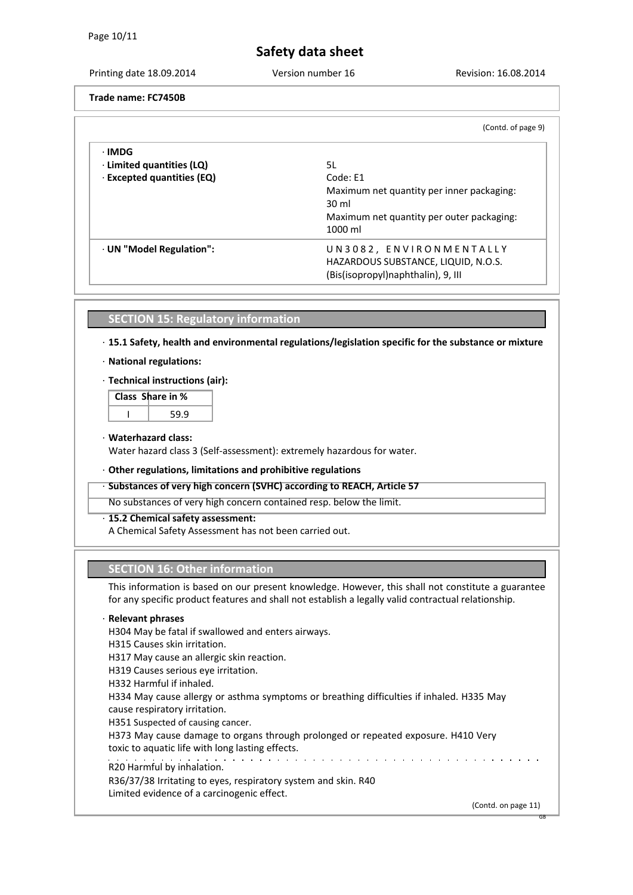**Trade name: FC7450B**

(Contd. of page 9)

| | |
|---|---|
| · **IMDG** | |
| · **Limited quantities (LQ)** | 5L |
| · **Excepted quantities (EQ)** | Code: E1<br>Maximum net quantity per inner packaging: 30 ml<br>Maximum net quantity per outer packaging: 1000 ml |
| · **UN "Model Regulation":** | UN3082, ENVIRONMENTALLY HAZARDOUS SUBSTANCE, LIQUID, N.O.S. (Bis(isopropyl)naphthalin), 9, III |

## SECTION 15: Regulatory information

· **15.1 Safety, health and environmental regulations/legislation specific for the substance or mixture**

· **National regulations:**

· **Technical instructions (air):**

| Class | Share in % |
|---|---|
| I | 59.9 |

· **Waterhazard class:**
Water hazard class 3 (Self-assessment): extremely hazardous for water.

· **Other regulations, limitations and prohibitive regulations**

· **Substances of very high concern (SVHC) according to REACH, Article 57**
No substances of very high concern contained resp. below the limit.

· **15.2 Chemical safety assessment:**
A Chemical Safety Assessment has not been carried out.

## SECTION 16: Other information

This information is based on our present knowledge. However, this shall not constitute a guarantee for any specific product features and shall not establish a legally valid contractual relationship.

· **Relevant phrases**

H304 May be fatal if swallowed and enters airways.
H315 Causes skin irritation.
H317 May cause an allergic skin reaction.
H319 Causes serious eye irritation.
H332 Harmful if inhaled.
H334 May cause allergy or asthma symptoms or breathing difficulties if inhaled. H335 May cause respiratory irritation.
H351 Suspected of causing cancer.
H373 May cause damage to organs through prolonged or repeated exposure. H410 Very toxic to aquatic life with long lasting effects.

R20 Harmful by inhalation.
R36/37/38 Irritating to eyes, respiratory system and skin. R40
Limited evidence of a carcinogenic effect.

(Contd. on page 11)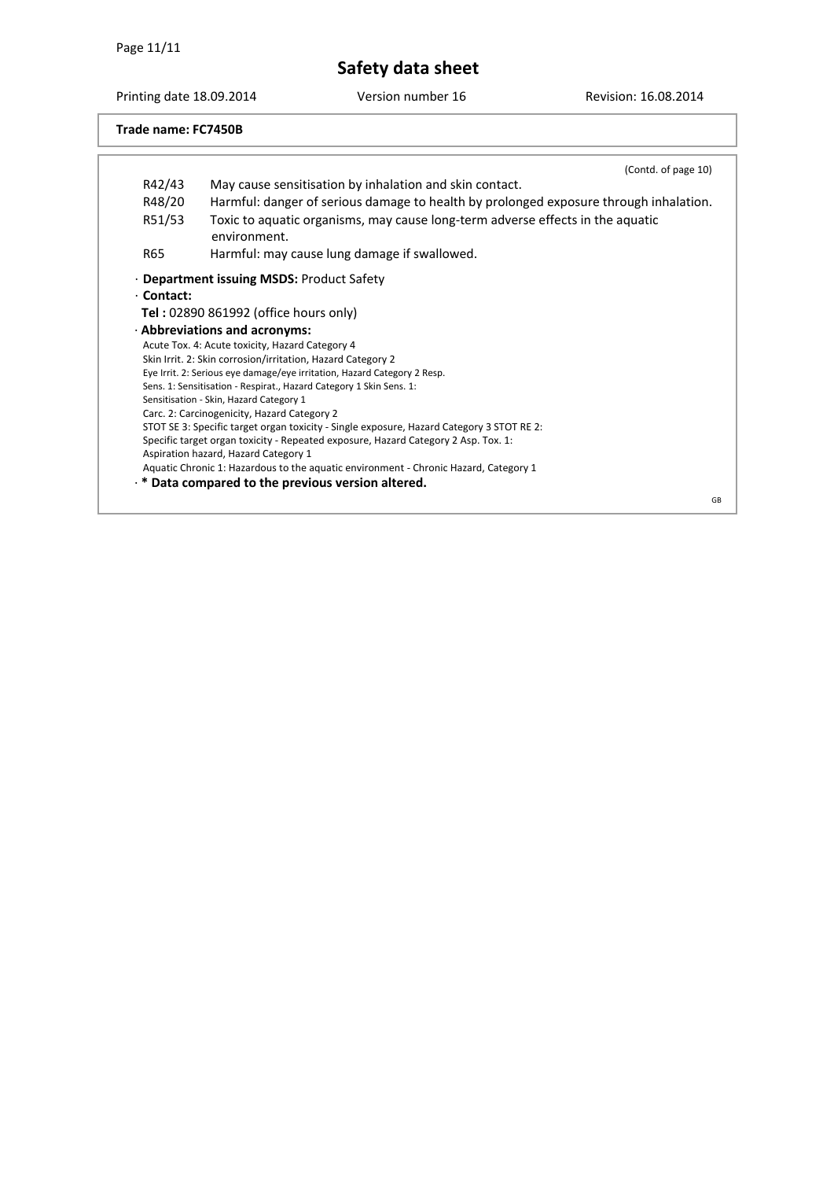**Trade name: FC7450B**

(Contd. of page 10)

| | |
|---|---|
| R42/43 | May cause sensitisation by inhalation and skin contact. |
| R48/20 | Harmful: danger of serious damage to health by prolonged exposure through inhalation. |
| R51/53 | Toxic to aquatic organisms, may cause long-term adverse effects in the aquatic environment. |
| R65 | Harmful: may cause lung damage if swallowed. |

· **Department issuing MSDS:** Product Safety

· **Contact:**

**Tel :** 02890 861992 (office hours only)

· **Abbreviations and acronyms:**

Acute Tox. 4: Acute toxicity, Hazard Category 4
Skin Irrit. 2: Skin corrosion/irritation, Hazard Category 2
Eye Irrit. 2: Serious eye damage/eye irritation, Hazard Category 2 Resp.
Sens. 1: Sensitisation - Respirat., Hazard Category 1 Skin Sens. 1:
Sensitisation - Skin, Hazard Category 1
Carc. 2: Carcinogenicity, Hazard Category 2
STOT SE 3: Specific target organ toxicity - Single exposure, Hazard Category 3 STOT RE 2:
Specific target organ toxicity - Repeated exposure, Hazard Category 2 Asp. Tox. 1:
Aspiration hazard, Hazard Category 1
Aquatic Chronic 1: Hazardous to the aquatic environment - Chronic Hazard, Category 1

· **\* Data compared to the previous version altered.**

GB